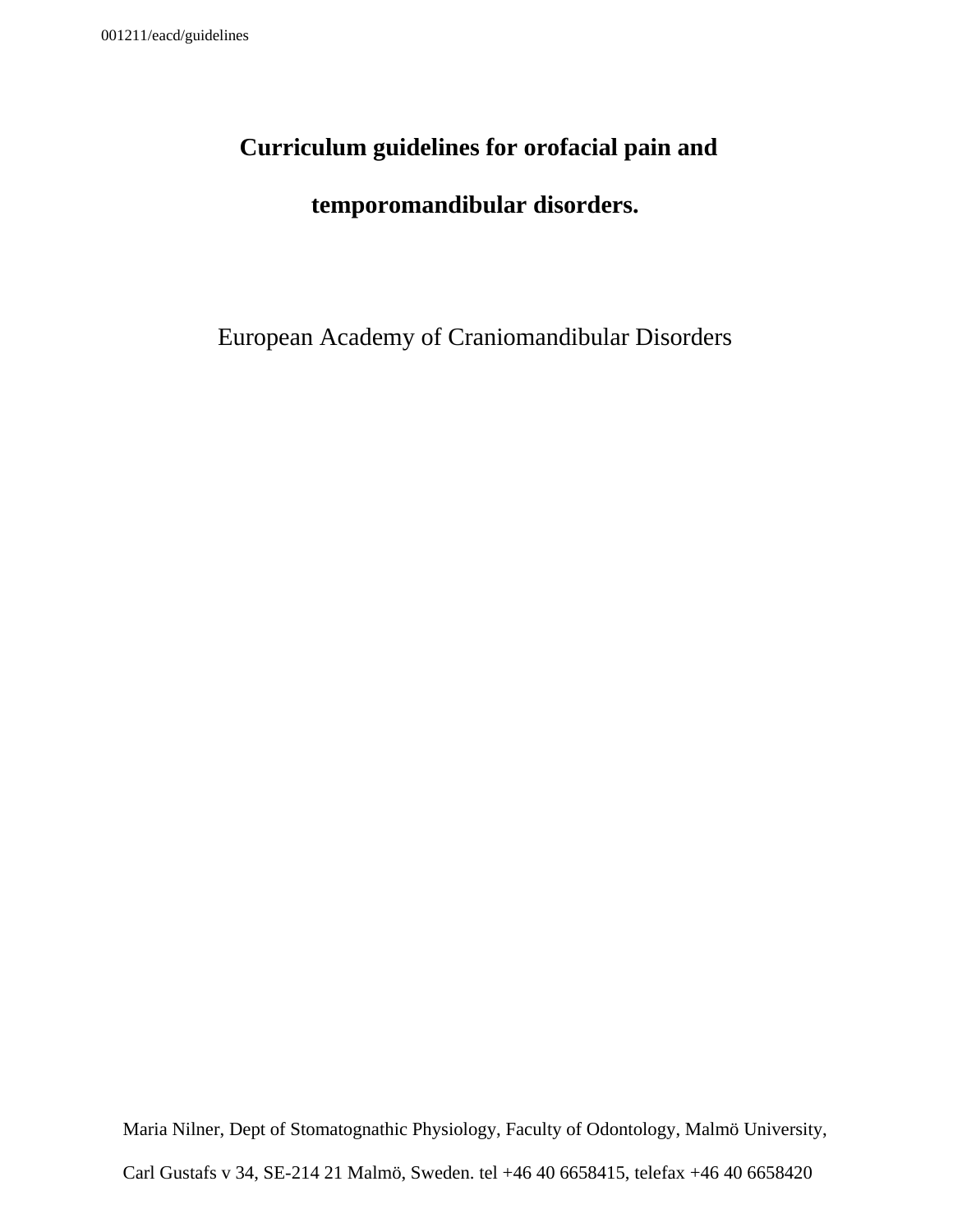001211/eacd/guidelines

# Curriculum guidelines for orofacial pain and temporomandibular disorders.

European Academy of Craniomandibular Disorders

Maria Nilner, Dept of Stomatognathic Physiology, Faculty of Odontology, Malmö University,

Carl Gustafs v 34, SE-214 21 Malmö, Sweden. tel +46 40 6658415, telefax +46 40 6658420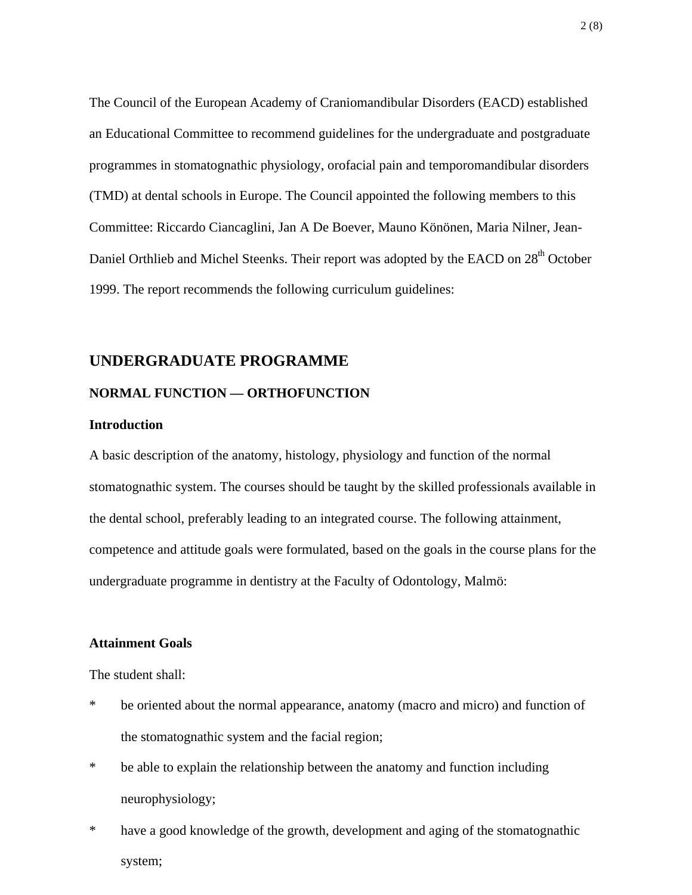The Council of the European Academy of Craniomandibular Disorders (EACD) established an Educational Committee to recommend guidelines for the undergraduate and postgraduate programmes in stomatognathic physiology, orofacial pain and temporomandibular disorders (TMD) at dental schools in Europe. The Council appointed the following members to this Committee: Riccardo Ciancaglini, Jan A De Boever, Mauno Könönen, Maria Nilner, Jean-Daniel Orthlieb and Michel Steenks. Their report was adopted by the EACD on 28th October 1999. The report recommends the following curriculum guidelines:

## UNDERGRADUATE PROGRAMME

### NORMAL FUNCTION — ORTHOFUNCTION

#### Introduction

A basic description of the anatomy, histology, physiology and function of the normal stomatognathic system. The courses should be taught by the skilled professionals available in the dental school, preferably leading to an integrated course. The following attainment, competence and attitude goals were formulated, based on the goals in the course plans for the undergraduate programme in dentistry at the Faculty of Odontology, Malmö:

#### Attainment Goals

The student shall:

* be oriented about the normal appearance, anatomy (macro and micro) and function of the stomatognathic system and the facial region;
* be able to explain the relationship between the anatomy and function including neurophysiology;
* have a good knowledge of the growth, development and aging of the stomatognathic system;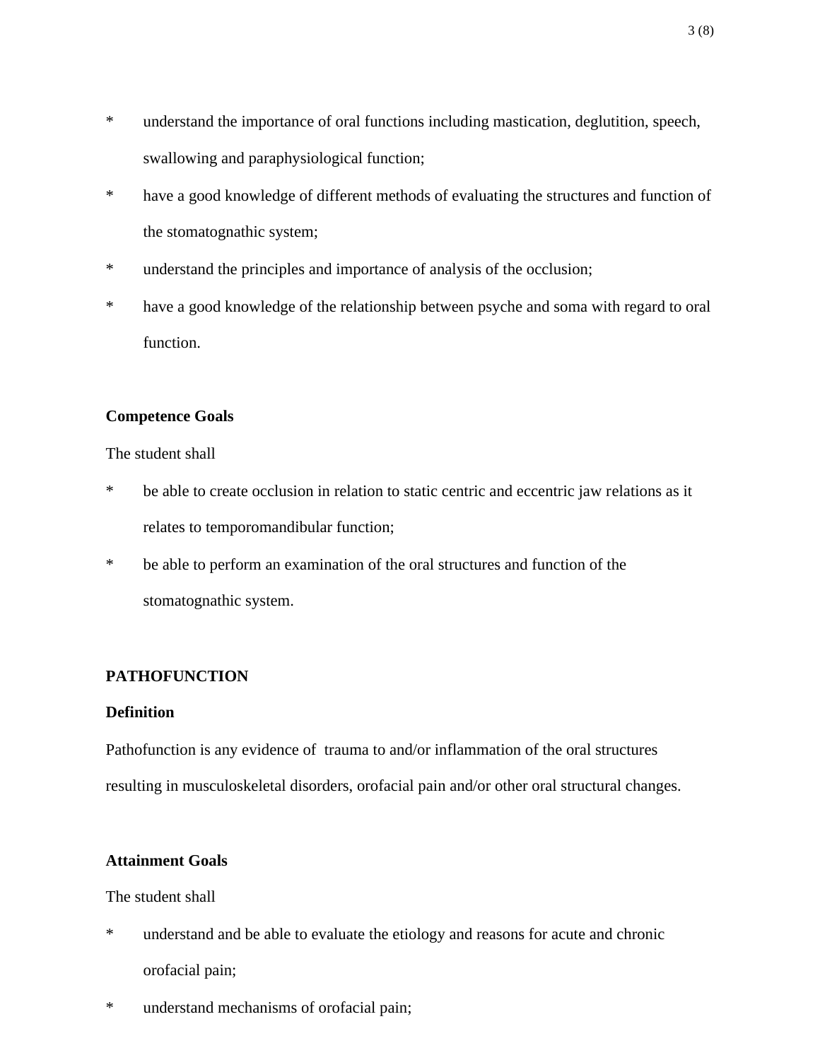* understand the importance of oral functions including mastication, deglutition, speech, swallowing and paraphysiological function;
* have a good knowledge of different methods of evaluating the structures and function of the stomatognathic system;
* understand the principles and importance of analysis of the occlusion;
* have a good knowledge of the relationship between psyche and soma with regard to oral function.

**Competence Goals**

The student shall

* be able to create occlusion in relation to static centric and eccentric jaw relations as it relates to temporomandibular function;
* be able to perform an examination of the oral structures and function of the stomatognathic system.

## PATHOFUNCTION

**Definition**

Pathofunction is any evidence of trauma to and/or inflammation of the oral structures resulting in musculoskeletal disorders, orofacial pain and/or other oral structural changes.

**Attainment Goals**

The student shall

* understand and be able to evaluate the etiology and reasons for acute and chronic orofacial pain;
* understand mechanisms of orofacial pain;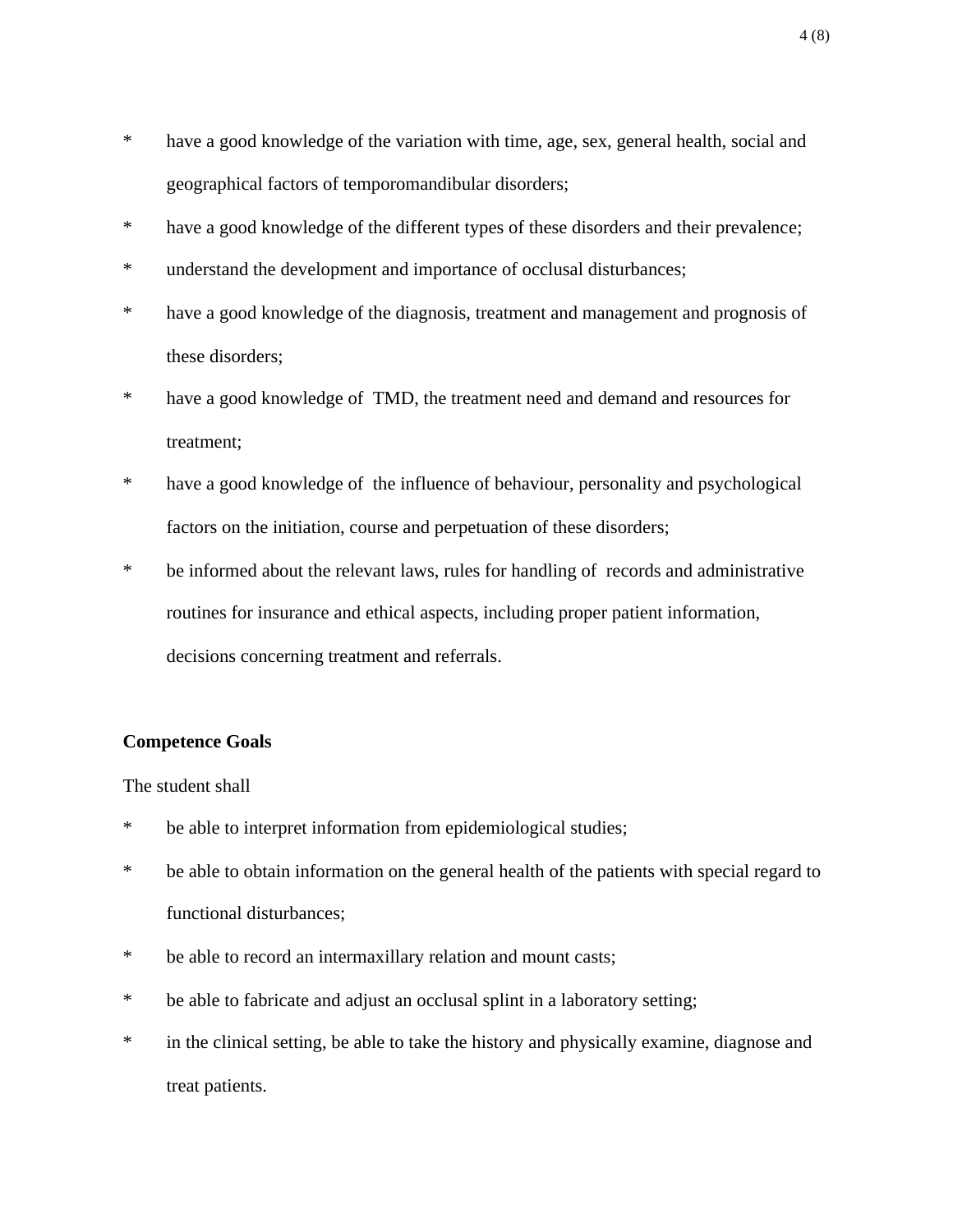* have a good knowledge of the variation with time, age, sex, general health, social and geographical factors of temporomandibular disorders;
* have a good knowledge of the different types of these disorders and their prevalence;
* understand the development and importance of occlusal disturbances;
* have a good knowledge of the diagnosis, treatment and management and prognosis of these disorders;
* have a good knowledge of TMD, the treatment need and demand and resources for treatment;
* have a good knowledge of the influence of behaviour, personality and psychological factors on the initiation, course and perpetuation of these disorders;
* be informed about the relevant laws, rules for handling of records and administrative routines for insurance and ethical aspects, including proper patient information, decisions concerning treatment and referrals.

**Competence Goals**

The student shall

* be able to interpret information from epidemiological studies;
* be able to obtain information on the general health of the patients with special regard to functional disturbances;
* be able to record an intermaxillary relation and mount casts;
* be able to fabricate and adjust an occlusal splint in a laboratory setting;
* in the clinical setting, be able to take the history and physically examine, diagnose and treat patients.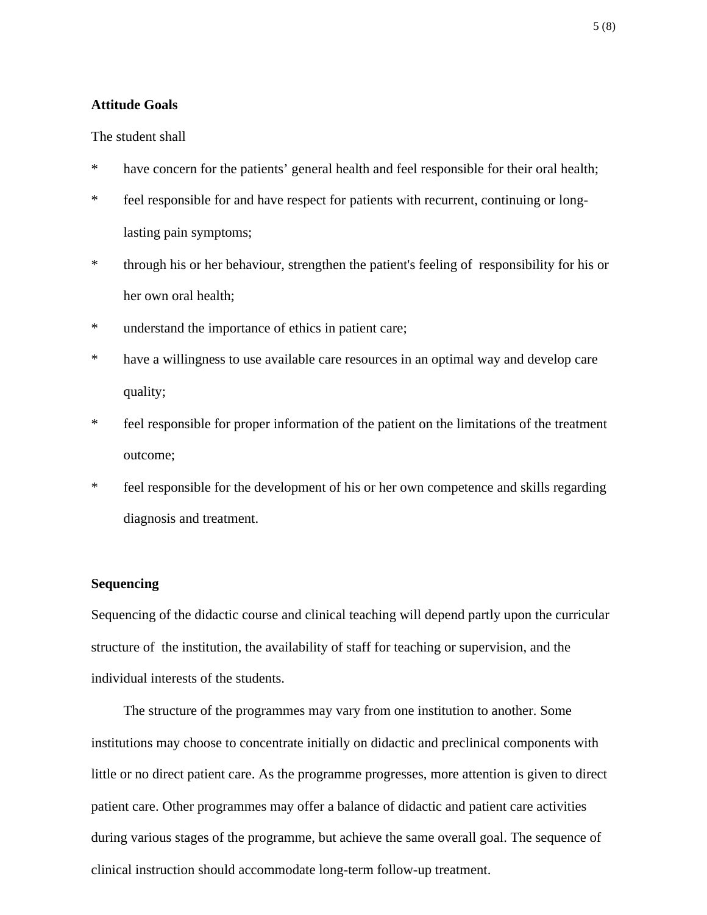**Attitude Goals**

The student shall

* have concern for the patients' general health and feel responsible for their oral health;
* feel responsible for and have respect for patients with recurrent, continuing or long-lasting pain symptoms;
* through his or her behaviour, strengthen the patient's feeling of responsibility for his or her own oral health;
* understand the importance of ethics in patient care;
* have a willingness to use available care resources in an optimal way and develop care quality;
* feel responsible for proper information of the patient on the limitations of the treatment outcome;
* feel responsible for the development of his or her own competence and skills regarding diagnosis and treatment.

**Sequencing**

Sequencing of the didactic course and clinical teaching will depend partly upon the curricular structure of the institution, the availability of staff for teaching or supervision, and the individual interests of the students.

The structure of the programmes may vary from one institution to another. Some institutions may choose to concentrate initially on didactic and preclinical components with little or no direct patient care. As the programme progresses, more attention is given to direct patient care. Other programmes may offer a balance of didactic and patient care activities during various stages of the programme, but achieve the same overall goal. The sequence of clinical instruction should accommodate long-term follow-up treatment.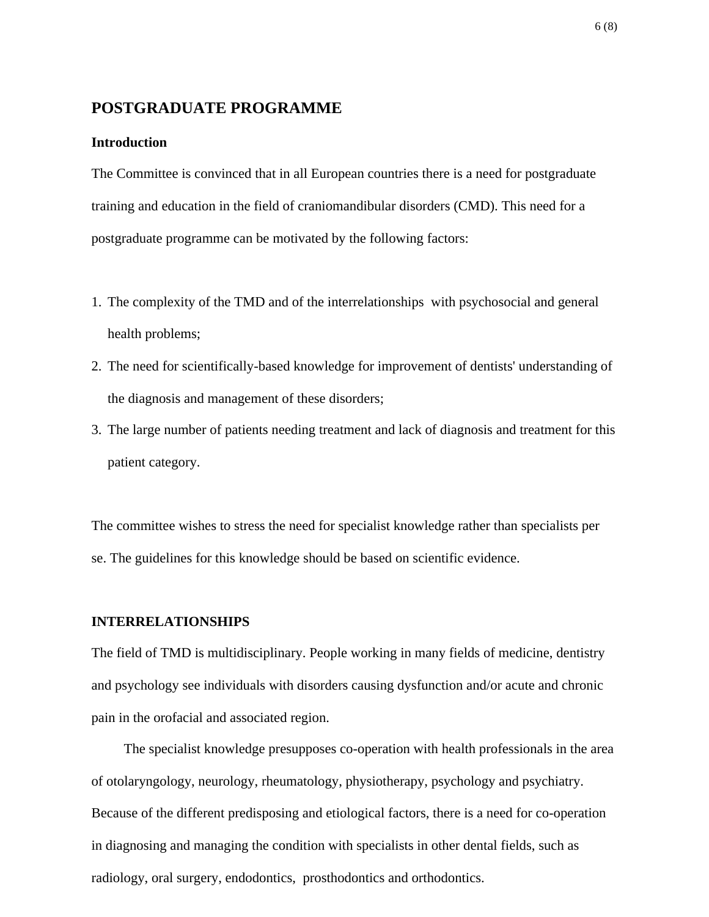## POSTGRADUATE PROGRAMME

### Introduction

The Committee is convinced that in all European countries there is a need for postgraduate training and education in the field of craniomandibular disorders (CMD). This need for a postgraduate programme can be motivated by the following factors:

1. The complexity of the TMD and of the interrelationships with psychosocial and general health problems;
2. The need for scientifically-based knowledge for improvement of dentists' understanding of the diagnosis and management of these disorders;
3. The large number of patients needing treatment and lack of diagnosis and treatment for this patient category.

The committee wishes to stress the need for specialist knowledge rather than specialists per se. The guidelines for this knowledge should be based on scientific evidence.

### INTERRELATIONSHIPS

The field of TMD is multidisciplinary. People working in many fields of medicine, dentistry and psychology see individuals with disorders causing dysfunction and/or acute and chronic pain in the orofacial and associated region.

The specialist knowledge presupposes co-operation with health professionals in the area of otolaryngology, neurology, rheumatology, physiotherapy, psychology and psychiatry. Because of the different predisposing and etiological factors, there is a need for co-operation in diagnosing and managing the condition with specialists in other dental fields, such as radiology, oral surgery, endodontics, prosthodontics and orthodontics.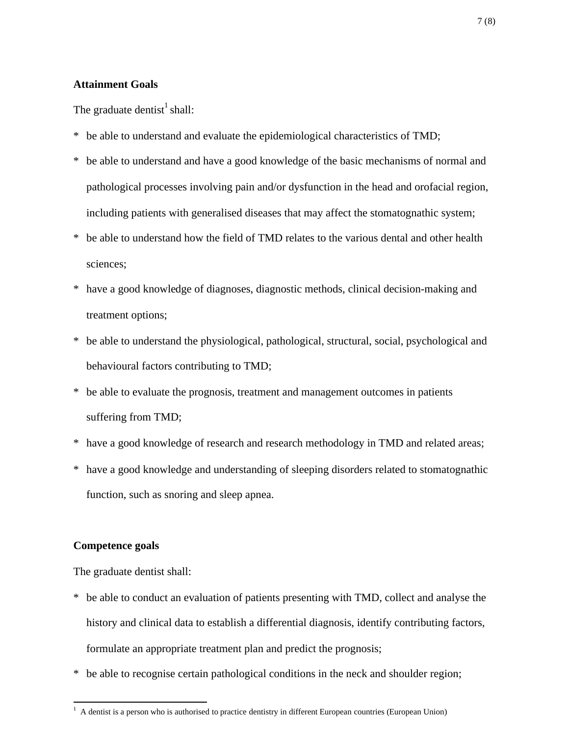**Attainment Goals**

The graduate dentist[1] shall:

* be able to understand and evaluate the epidemiological characteristics of TMD;
* be able to understand and have a good knowledge of the basic mechanisms of normal and pathological processes involving pain and/or dysfunction in the head and orofacial region, including patients with generalised diseases that may affect the stomatognathic system;
* be able to understand how the field of TMD relates to the various dental and other health sciences;
* have a good knowledge of diagnoses, diagnostic methods, clinical decision-making and treatment options;
* be able to understand the physiological, pathological, structural, social, psychological and behavioural factors contributing to TMD;
* be able to evaluate the prognosis, treatment and management outcomes in patients suffering from TMD;
* have a good knowledge of research and research methodology in TMD and related areas;
* have a good knowledge and understanding of sleeping disorders related to stomatognathic function, such as snoring and sleep apnea.

**Competence goals**

The graduate dentist shall:

* be able to conduct an evaluation of patients presenting with TMD, collect and analyse the history and clinical data to establish a differential diagnosis, identify contributing factors, formulate an appropriate treatment plan and predict the prognosis;
* be able to recognise certain pathological conditions in the neck and shoulder region;

[1] A dentist is a person who is authorised to practice dentistry in different European countries (European Union)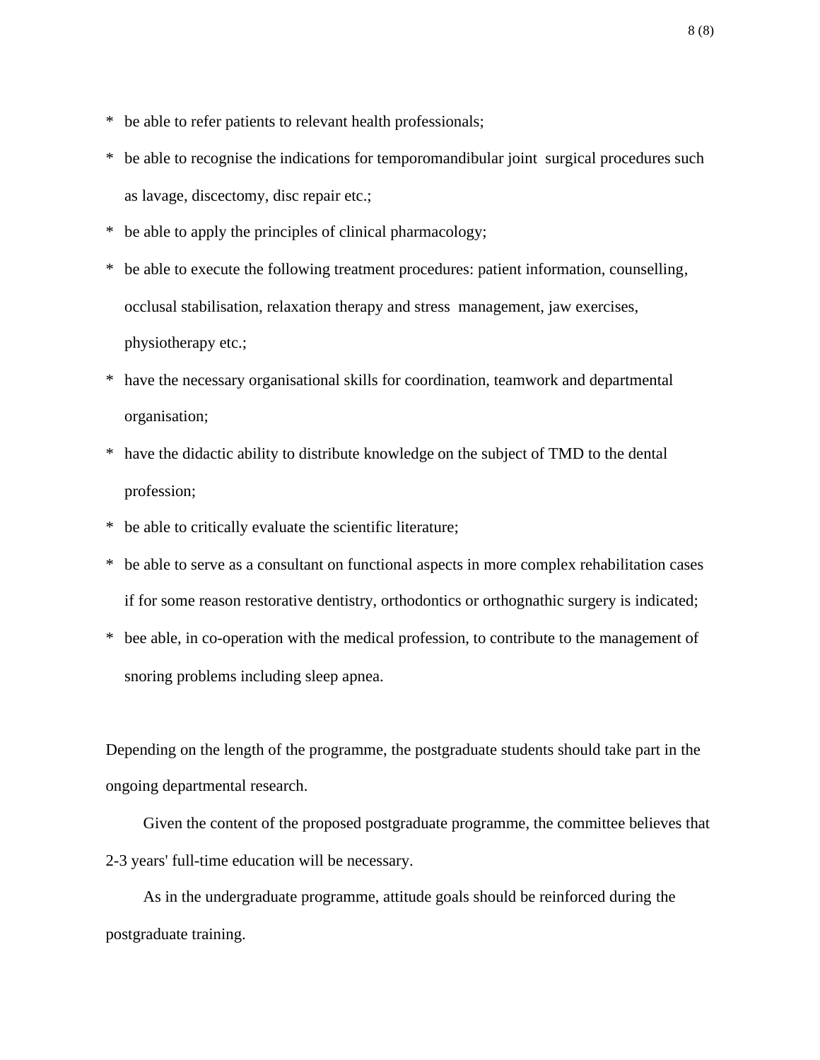* be able to refer patients to relevant health professionals;
* be able to recognise the indications for temporomandibular joint surgical procedures such as lavage, discectomy, disc repair etc.;
* be able to apply the principles of clinical pharmacology;
* be able to execute the following treatment procedures: patient information, counselling, occlusal stabilisation, relaxation therapy and stress management, jaw exercises, physiotherapy etc.;
* have the necessary organisational skills for coordination, teamwork and departmental organisation;
* have the didactic ability to distribute knowledge on the subject of TMD to the dental profession;
* be able to critically evaluate the scientific literature;
* be able to serve as a consultant on functional aspects in more complex rehabilitation cases if for some reason restorative dentistry, orthodontics or orthognathic surgery is indicated;
* bee able, in co-operation with the medical profession, to contribute to the management of snoring problems including sleep apnea.

Depending on the length of the programme, the postgraduate students should take part in the ongoing departmental research.

Given the content of the proposed postgraduate programme, the committee believes that 2-3 years' full-time education will be necessary.

As in the undergraduate programme, attitude goals should be reinforced during the postgraduate training.